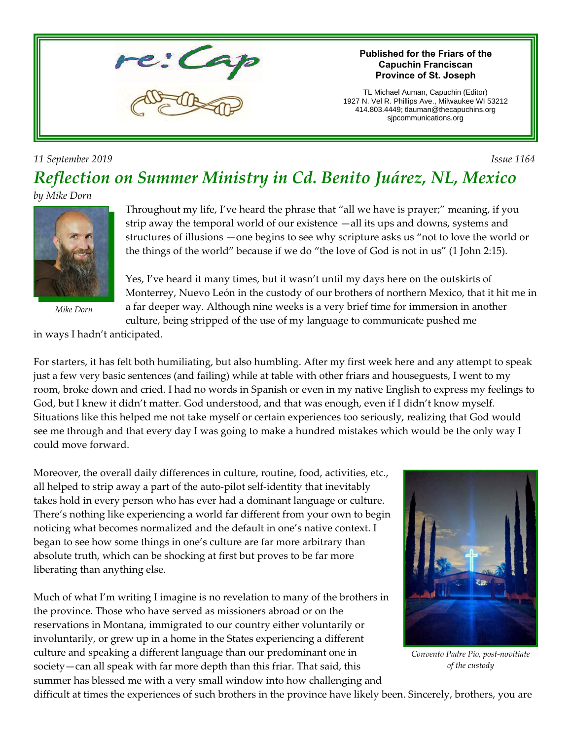re:Cap

**Published for the Friars of the Capuchin Franciscan Province of St. Joseph**

TL Michael Auman, Capuchin (Editor)
1927 N. Vel R. Phillips Ave., Milwaukee WI 53212
414.803.4449; tlauman@thecapuchins.org
sjpcommunications.org

*11 September 2019* *Issue 1164*

# *Reflection on Summer Ministry in Cd. Benito Juárez, NL, Mexico*

*by Mike Dorn*

*Mike Dorn*

Throughout my life, I've heard the phrase that "all we have is prayer;" meaning, if you strip away the temporal world of our existence —all its ups and downs, systems and structures of illusions —one begins to see why scripture asks us "not to love the world or the things of the world" because if we do "the love of God is not in us" (1 John 2:15).

Yes, I've heard it many times, but it wasn't until my days here on the outskirts of Monterrey, Nuevo León in the custody of our brothers of northern Mexico, that it hit me in a far deeper way. Although nine weeks is a very brief time for immersion in another culture, being stripped of the use of my language to communicate pushed me in ways I hadn't anticipated.

For starters, it has felt both humiliating, but also humbling. After my first week here and any attempt to speak just a few very basic sentences (and failing) while at table with other friars and houseguests, I went to my room, broke down and cried. I had no words in Spanish or even in my native English to express my feelings to God, but I knew it didn't matter. God understood, and that was enough, even if I didn't know myself. Situations like this helped me not take myself or certain experiences too seriously, realizing that God would see me through and that every day I was going to make a hundred mistakes which would be the only way I could move forward.

Moreover, the overall daily differences in culture, routine, food, activities, etc., all helped to strip away a part of the auto-pilot self-identity that inevitably takes hold in every person who has ever had a dominant language or culture. There's nothing like experiencing a world far different from your own to begin noticing what becomes normalized and the default in one's native context. I began to see how some things in one's culture are far more arbitrary than absolute truth, which can be shocking at first but proves to be far more liberating than anything else.

*Convento Padre Pio, post-novitiate of the custody*

Much of what I'm writing I imagine is no revelation to many of the brothers in the province. Those who have served as missioners abroad or on the reservations in Montana, immigrated to our country either voluntarily or involuntarily, or grew up in a home in the States experiencing a different culture and speaking a different language than our predominant one in society—can all speak with far more depth than this friar. That said, this summer has blessed me with a very small window into how challenging and difficult at times the experiences of such brothers in the province have likely been. Sincerely, brothers, you are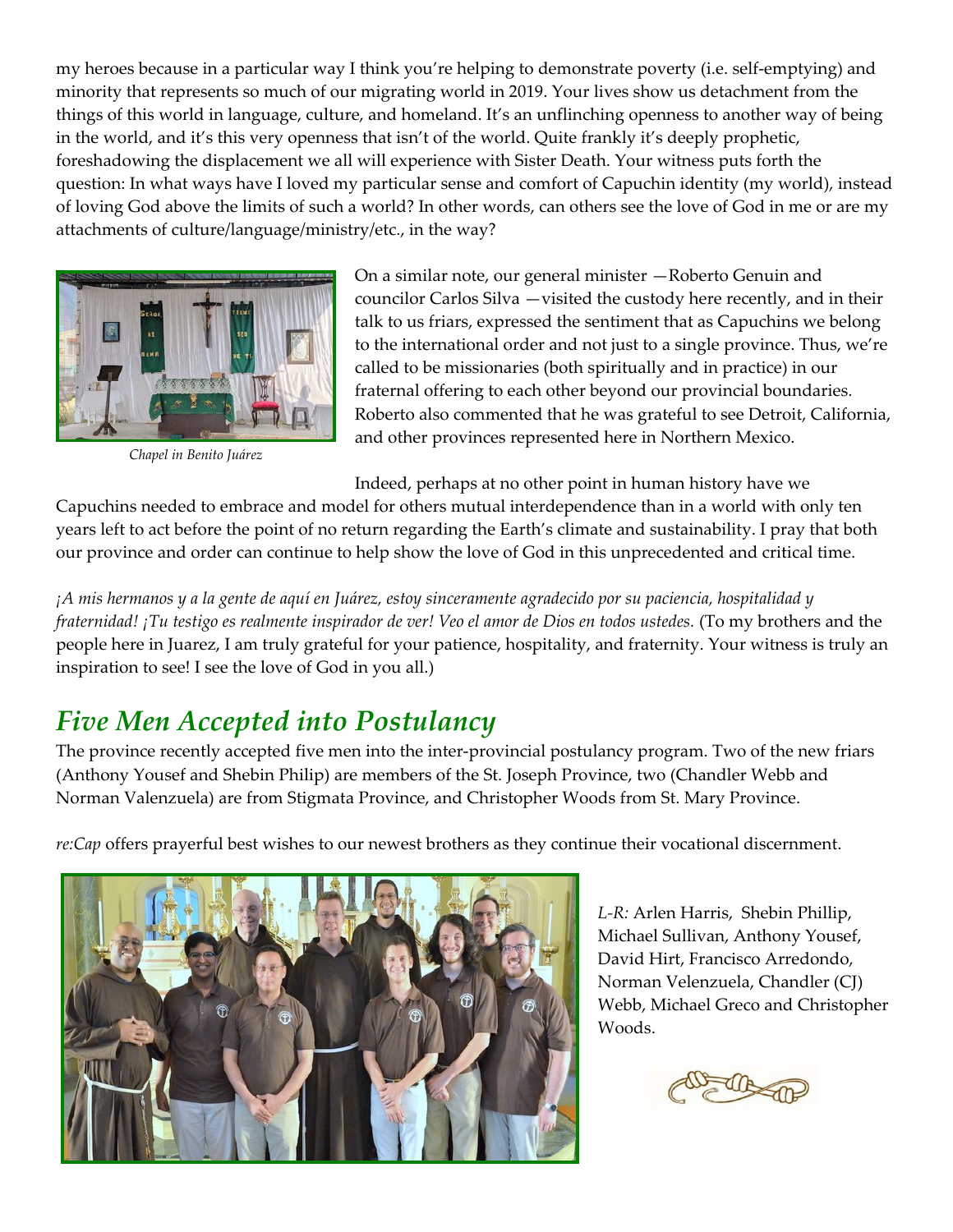my heroes because in a particular way I think you're helping to demonstrate poverty (i.e. self-emptying) and minority that represents so much of our migrating world in 2019. Your lives show us detachment from the things of this world in language, culture, and homeland. It's an unflinching openness to another way of being in the world, and it's this very openness that isn't of the world. Quite frankly it's deeply prophetic, foreshadowing the displacement we all will experience with Sister Death. Your witness puts forth the question: In what ways have I loved my particular sense and comfort of Capuchin identity (my world), instead of loving God above the limits of such a world? In other words, can others see the love of God in me or are my attachments of culture/language/ministry/etc., in the way?

*Chapel in Benito Juárez*

On a similar note, our general minister —Roberto Genuin and councilor Carlos Silva —visited the custody here recently, and in their talk to us friars, expressed the sentiment that as Capuchins we belong to the international order and not just to a single province. Thus, we're called to be missionaries (both spiritually and in practice) in our fraternal offering to each other beyond our provincial boundaries. Roberto also commented that he was grateful to see Detroit, California, and other provinces represented here in Northern Mexico.

Indeed, perhaps at no other point in human history have we Capuchins needed to embrace and model for others mutual interdependence than in a world with only ten years left to act before the point of no return regarding the Earth's climate and sustainability. I pray that both our province and order can continue to help show the love of God in this unprecedented and critical time.

*¡A mis hermanos y a la gente de aquí en Juárez, estoy sinceramente agradecido por su paciencia, hospitalidad y fraternidad! ¡Tu testigo es realmente inspirador de ver! Veo el amor de Dios en todos ustedes.* (To my brothers and the people here in Juarez, I am truly grateful for your patience, hospitality, and fraternity. Your witness is truly an inspiration to see! I see the love of God in you all.)

## *Five Men Accepted into Postulancy*

The province recently accepted five men into the inter-provincial postulancy program. Two of the new friars (Anthony Yousef and Shebin Philip) are members of the St. Joseph Province, two (Chandler Webb and Norman Valenzuela) are from Stigmata Province, and Christopher Woods from St. Mary Province.

*re:Cap* offers prayerful best wishes to our newest brothers as they continue their vocational discernment.

*L-R:* Arlen Harris, Shebin Phillip, Michael Sullivan, Anthony Yousef, David Hirt, Francisco Arredondo, Norman Velenzuela, Chandler (CJ) Webb, Michael Greco and Christopher Woods.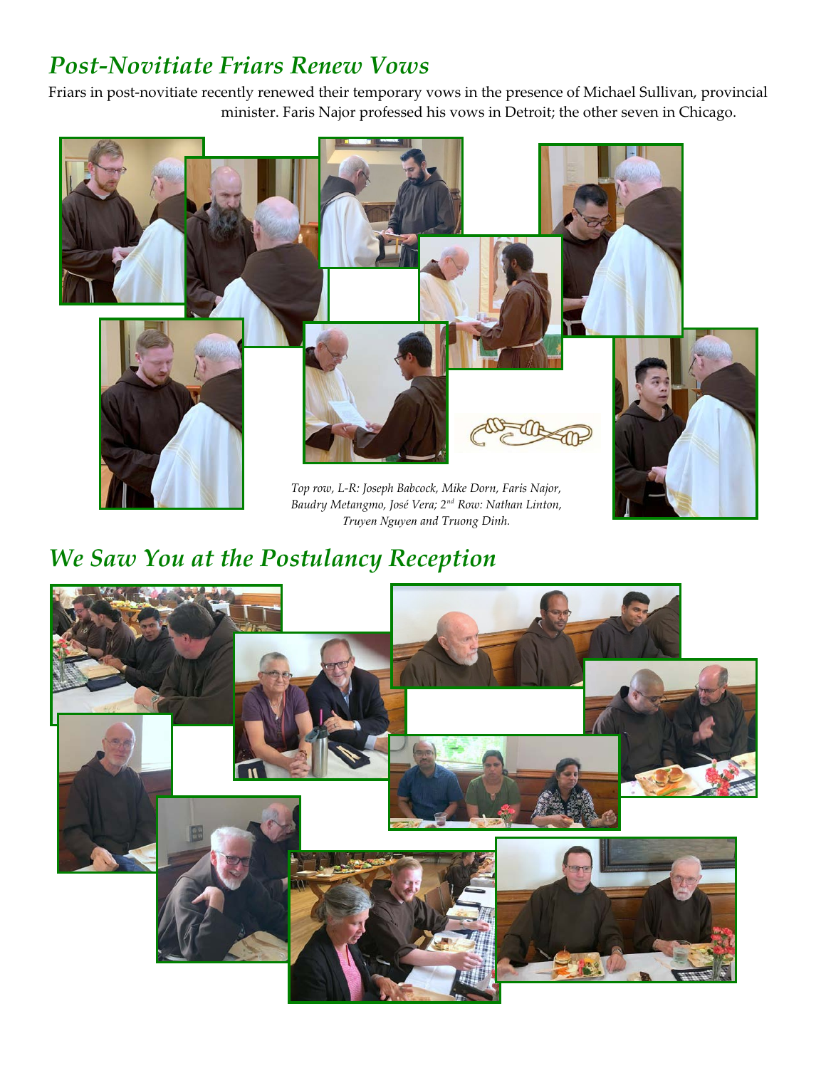## *Post-Novitiate Friars Renew Vows*

Friars in post-novitiate recently renewed their temporary vows in the presence of Michael Sullivan, provincial minister. Faris Najor professed his vows in Detroit; the other seven in Chicago.

*Top row, L-R: Joseph Babcock, Mike Dorn, Faris Najor, Baudry Metangmo, José Vera; 2nd Row: Nathan Linton, Truyen Nguyen and Truong Dinh.*

## *We Saw You at the Postulancy Reception*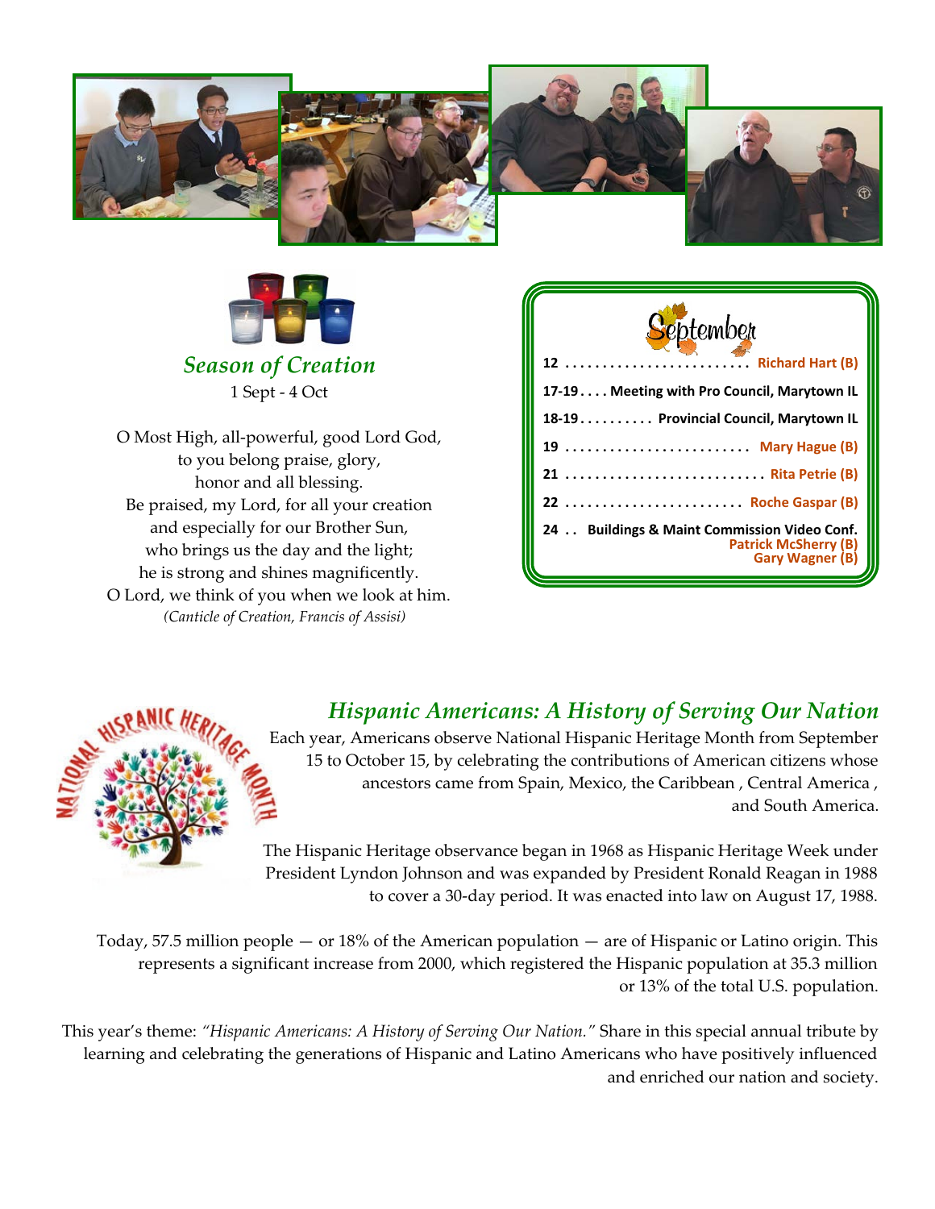## *Season of Creation*

1 Sept - 4 Oct

O Most High, all-powerful, good Lord God,
to you belong praise, glory,
honor and all blessing.
Be praised, my Lord, for all your creation
and especially for our Brother Sun,
who brings us the day and the light;
he is strong and shines magnificently.
O Lord, we think of you when we look at him.
*(Canticle of Creation, Francis of Assisi)*

## September

**12** . . . . . . . . . . . . . . . . . . . . . . . . **Richard Hart (B)**

**17-19 . . . . Meeting with Pro Council, Marytown IL**

**18-19 . . . . . . . . . . Provincial Council, Marytown IL**

**19** . . . . . . . . . . . . . . . . . . . . . . . . **Mary Hague (B)**

**21** . . . . . . . . . . . . . . . . . . . . . . . . . . **Rita Petrie (B)**

**22** . . . . . . . . . . . . . . . . . . . . . . . **Roche Gaspar (B)**

**24 . . Buildings & Maint Commission Video Conf.**
**Patrick McSherry (B)**
**Gary Wagner (B)**

## *Hispanic Americans: A History of Serving Our Nation*

Each year, Americans observe National Hispanic Heritage Month from September 15 to October 15, by celebrating the contributions of American citizens whose ancestors came from Spain, Mexico, the Caribbean , Central America , and South America.

The Hispanic Heritage observance began in 1968 as Hispanic Heritage Week under President Lyndon Johnson and was expanded by President Ronald Reagan in 1988 to cover a 30-day period. It was enacted into law on August 17, 1988.

Today, 57.5 million people — or 18% of the American population — are of Hispanic or Latino origin. This represents a significant increase from 2000, which registered the Hispanic population at 35.3 million or 13% of the total U.S. population.

This year's theme: *"Hispanic Americans: A History of Serving Our Nation."* Share in this special annual tribute by learning and celebrating the generations of Hispanic and Latino Americans who have positively influenced and enriched our nation and society.